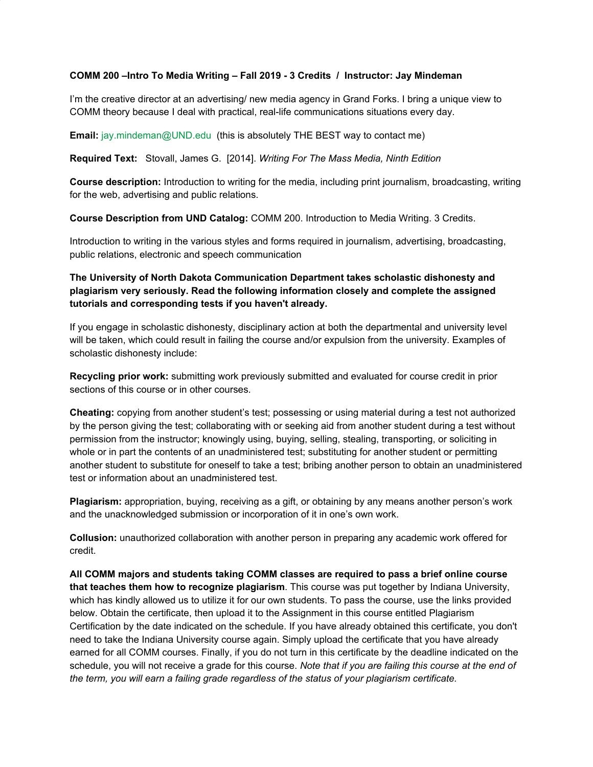**COMM 200 –Intro To Media Writing – Fall 2019 - 3 Credits / Instructor: Jay Mindeman**

I'm the creative director at an advertising/ new media agency in Grand Forks. I bring a unique view to COMM theory because I deal with practical, real-life communications situations every day.

**Email:** jay.mindeman@UND.edu (this is absolutely THE BEST way to contact me)

**Required Text:** Stovall, James G. [2014]. *Writing For The Mass Media, Ninth Edition*

**Course description:** Introduction to writing for the media, including print journalism, broadcasting, writing for the web, advertising and public relations.

**Course Description from UND Catalog:** COMM 200. Introduction to Media Writing. 3 Credits.

Introduction to writing in the various styles and forms required in journalism, advertising, broadcasting, public relations, electronic and speech communication

**The University of North Dakota Communication Department takes scholastic dishonesty and plagiarism very seriously. Read the following information closely and complete the assigned tutorials and corresponding tests if you haven't already.**

If you engage in scholastic dishonesty, disciplinary action at both the departmental and university level will be taken, which could result in failing the course and/or expulsion from the university. Examples of scholastic dishonesty include:

**Recycling prior work:** submitting work previously submitted and evaluated for course credit in prior sections of this course or in other courses.

**Cheating:** copying from another student's test; possessing or using material during a test not authorized by the person giving the test; collaborating with or seeking aid from another student during a test without permission from the instructor; knowingly using, buying, selling, stealing, transporting, or soliciting in whole or in part the contents of an unadministered test; substituting for another student or permitting another student to substitute for oneself to take a test; bribing another person to obtain an unadministered test or information about an unadministered test.

**Plagiarism:** appropriation, buying, receiving as a gift, or obtaining by any means another person's work and the unacknowledged submission or incorporation of it in one's own work.

**Collusion:** unauthorized collaboration with another person in preparing any academic work offered for credit.

**All COMM majors and students taking COMM classes are required to pass a brief online course that teaches them how to recognize plagiarism**. This course was put together by Indiana University, which has kindly allowed us to utilize it for our own students. To pass the course, use the links provided below. Obtain the certificate, then upload it to the Assignment in this course entitled Plagiarism Certification by the date indicated on the schedule. If you have already obtained this certificate, you don't need to take the Indiana University course again. Simply upload the certificate that you have already earned for all COMM courses. Finally, if you do not turn in this certificate by the deadline indicated on the schedule, you will not receive a grade for this course. *Note that if you are failing this course at the end of the term, you will earn a failing grade regardless of the status of your plagiarism certificate.*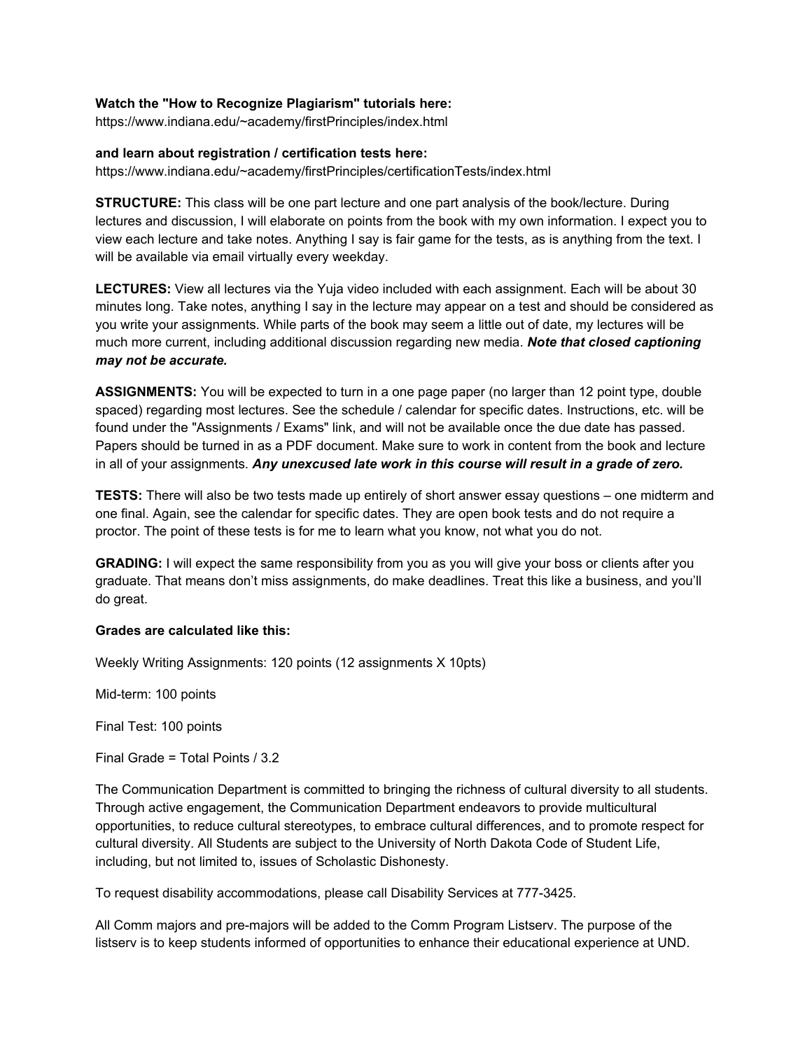**Watch the "How to Recognize Plagiarism" tutorials here:**
https://www.indiana.edu/~academy/firstPrinciples/index.html

**and learn about registration / certification tests here:**
https://www.indiana.edu/~academy/firstPrinciples/certificationTests/index.html

**STRUCTURE:** This class will be one part lecture and one part analysis of the book/lecture. During lectures and discussion, I will elaborate on points from the book with my own information. I expect you to view each lecture and take notes. Anything I say is fair game for the tests, as is anything from the text. I will be available via email virtually every weekday.

**LECTURES:** View all lectures via the Yuja video included with each assignment. Each will be about 30 minutes long. Take notes, anything I say in the lecture may appear on a test and should be considered as you write your assignments. While parts of the book may seem a little out of date, my lectures will be much more current, including additional discussion regarding new media. ***Note that closed captioning may not be accurate.***

**ASSIGNMENTS:** You will be expected to turn in a one page paper (no larger than 12 point type, double spaced) regarding most lectures. See the schedule / calendar for specific dates. Instructions, etc. will be found under the "Assignments / Exams" link, and will not be available once the due date has passed. Papers should be turned in as a PDF document. Make sure to work in content from the book and lecture in all of your assignments. ***Any unexcused late work in this course will result in a grade of zero.***

**TESTS:** There will also be two tests made up entirely of short answer essay questions – one midterm and one final. Again, see the calendar for specific dates. They are open book tests and do not require a proctor. The point of these tests is for me to learn what you know, not what you do not.

**GRADING:** I will expect the same responsibility from you as you will give your boss or clients after you graduate. That means don't miss assignments, do make deadlines. Treat this like a business, and you'll do great.

**Grades are calculated like this:**

Weekly Writing Assignments: 120 points (12 assignments X 10pts)

Mid-term: 100 points

Final Test: 100 points

Final Grade = Total Points / 3.2

The Communication Department is committed to bringing the richness of cultural diversity to all students. Through active engagement, the Communication Department endeavors to provide multicultural opportunities, to reduce cultural stereotypes, to embrace cultural differences, and to promote respect for cultural diversity. All Students are subject to the University of North Dakota Code of Student Life, including, but not limited to, issues of Scholastic Dishonesty.

To request disability accommodations, please call Disability Services at 777-3425.

All Comm majors and pre-majors will be added to the Comm Program Listserv. The purpose of the listserv is to keep students informed of opportunities to enhance their educational experience at UND.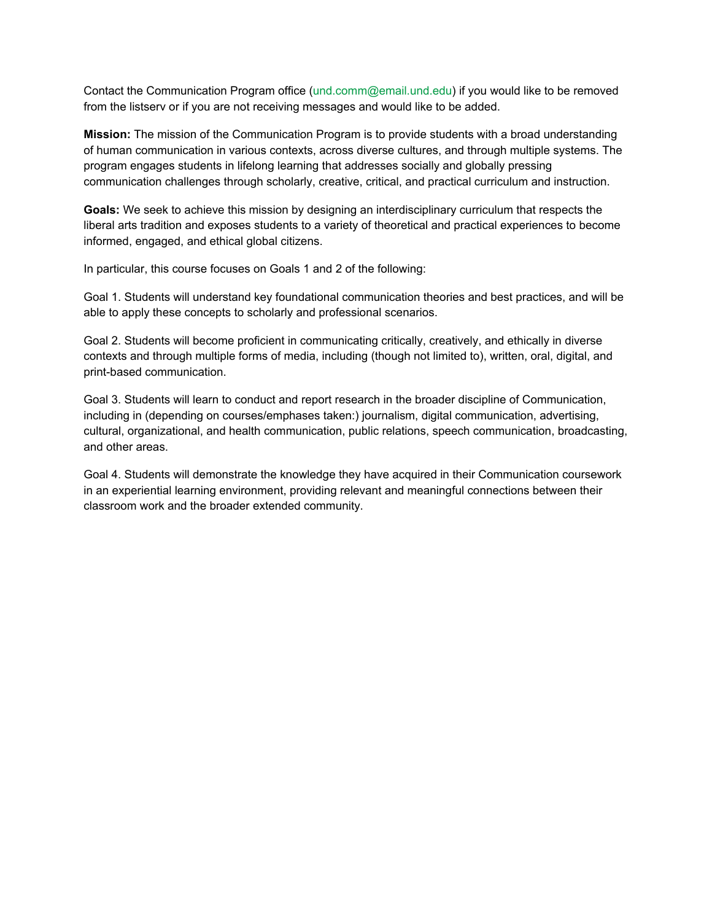Contact the Communication Program office (und.comm@email.und.edu) if you would like to be removed from the listserv or if you are not receiving messages and would like to be added.

**Mission:** The mission of the Communication Program is to provide students with a broad understanding of human communication in various contexts, across diverse cultures, and through multiple systems. The program engages students in lifelong learning that addresses socially and globally pressing communication challenges through scholarly, creative, critical, and practical curriculum and instruction.

**Goals:** We seek to achieve this mission by designing an interdisciplinary curriculum that respects the liberal arts tradition and exposes students to a variety of theoretical and practical experiences to become informed, engaged, and ethical global citizens.

In particular, this course focuses on Goals 1 and 2 of the following:

Goal 1. Students will understand key foundational communication theories and best practices, and will be able to apply these concepts to scholarly and professional scenarios.

Goal 2. Students will become proficient in communicating critically, creatively, and ethically in diverse contexts and through multiple forms of media, including (though not limited to), written, oral, digital, and print-based communication.

Goal 3. Students will learn to conduct and report research in the broader discipline of Communication, including in (depending on courses/emphases taken:) journalism, digital communication, advertising, cultural, organizational, and health communication, public relations, speech communication, broadcasting, and other areas.

Goal 4. Students will demonstrate the knowledge they have acquired in their Communication coursework in an experiential learning environment, providing relevant and meaningful connections between their classroom work and the broader extended community.